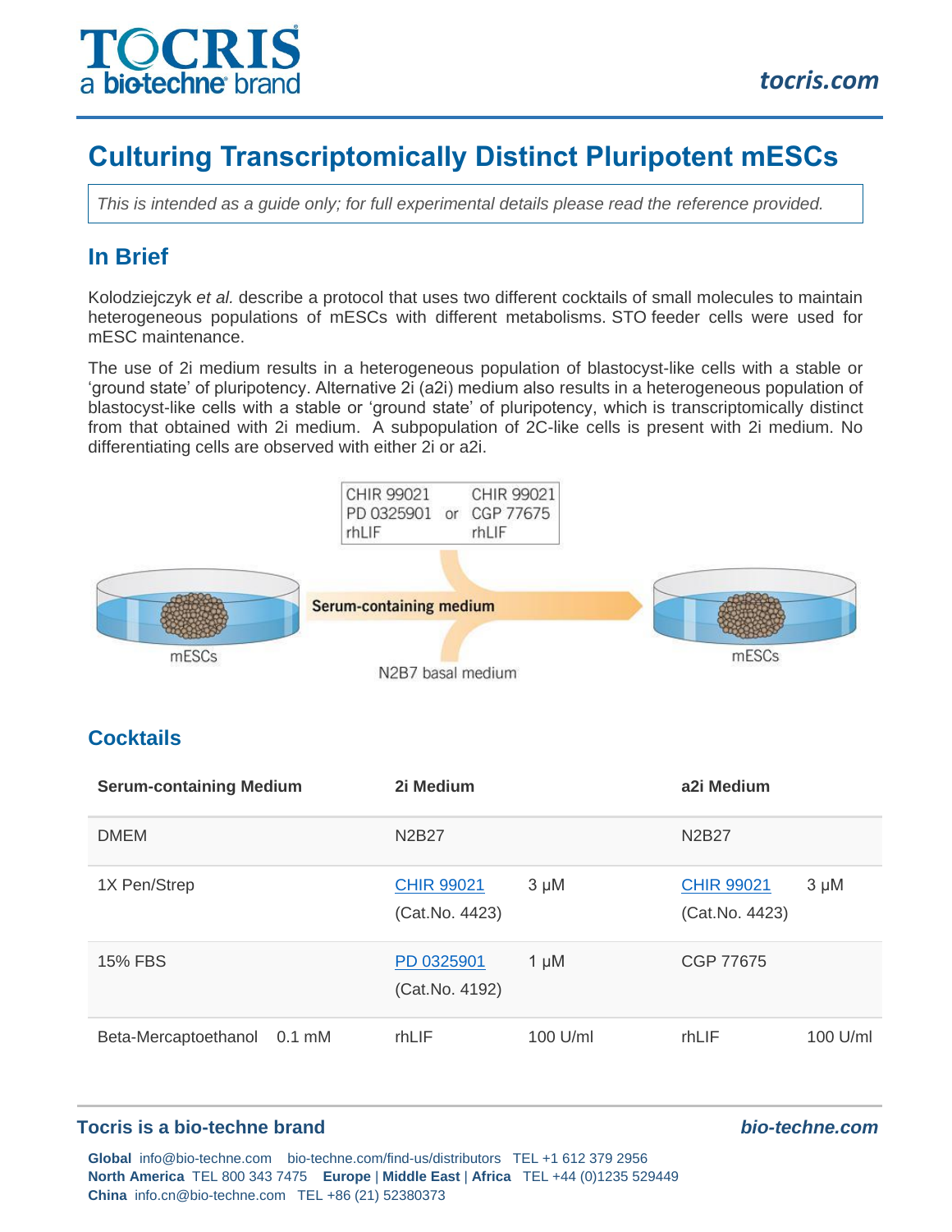# Culturing Transcriptomically Distinct Pluripotent mESCs

*This is intended as a guide only; for full experimental details please read the reference provided.*

## In Brief

Kolodziejczyk *et al.* describe a protocol that uses two different cocktails of small molecules to maintain heterogeneous populations of mESCs with different metabolisms. STO feeder cells were used for mESC maintenance.

The use of 2i medium results in a heterogeneous population of blastocyst-like cells with a stable or 'ground state' of pluripotency. Alternative 2i (a2i) medium also results in a heterogeneous population of blastocyst-like cells with a stable or 'ground state' of pluripotency, which is transcriptomically distinct from that obtained with 2i medium. A subpopulation of 2C-like cells is present with 2i medium. No differentiating cells are observed with either 2i or a2i.

CHIR 99021 / PD 0325901 / rhLIF or CHIR 99021 / CGP 77675 / rhLIF

mESCs → Serum-containing medium → N2B7 basal medium → mESCs

## Cocktails

| Serum-containing Medium | | 2i Medium | | a2i Medium | |
|---|---|---|---|---|---|
| DMEM | | N2B27 | | N2B27 | |
| 1X Pen/Strep | | CHIR 99021 (Cat.No. 4423) | 3 µM | CHIR 99021 (Cat.No. 4423) | 3 µM |
| 15% FBS | | PD 0325901 (Cat.No. 4192) | 1 µM | CGP 77675 | |
| Beta-Mercaptoethanol | 0.1 mM | rhLIF | 100 U/ml | rhLIF | 100 U/ml |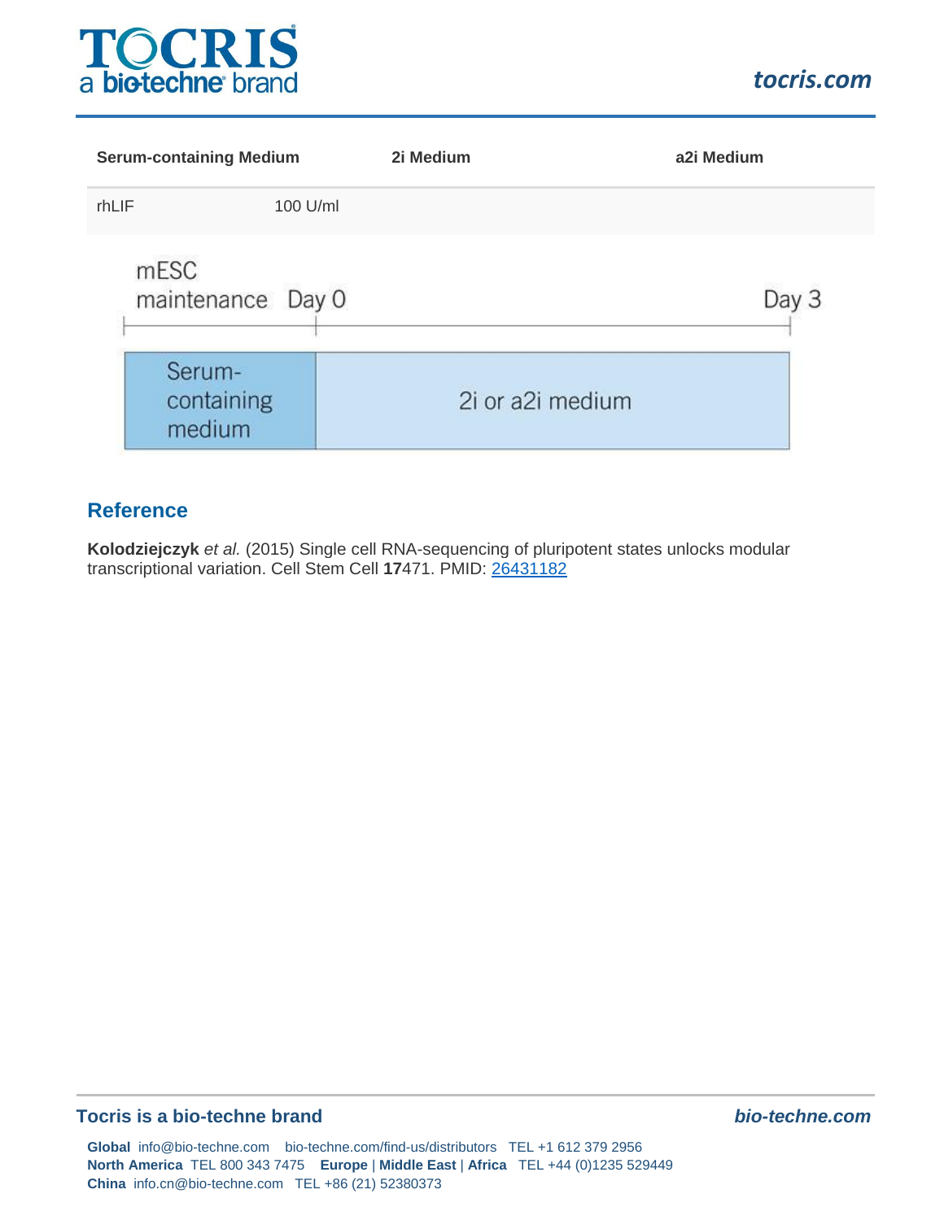| Serum-containing Medium | | 2i Medium | a2i Medium |
|---|---|---|---|
| rhLIF | 100 U/ml | | |

mESC maintenance

Day 0

Day 3

Serum-containing medium

2i or a2i medium

## Reference

**Kolodziejczyk** *et al.* (2015) Single cell RNA-sequencing of pluripotent states unlocks modular transcriptional variation. Cell Stem Cell **17**471. PMID: 26431182